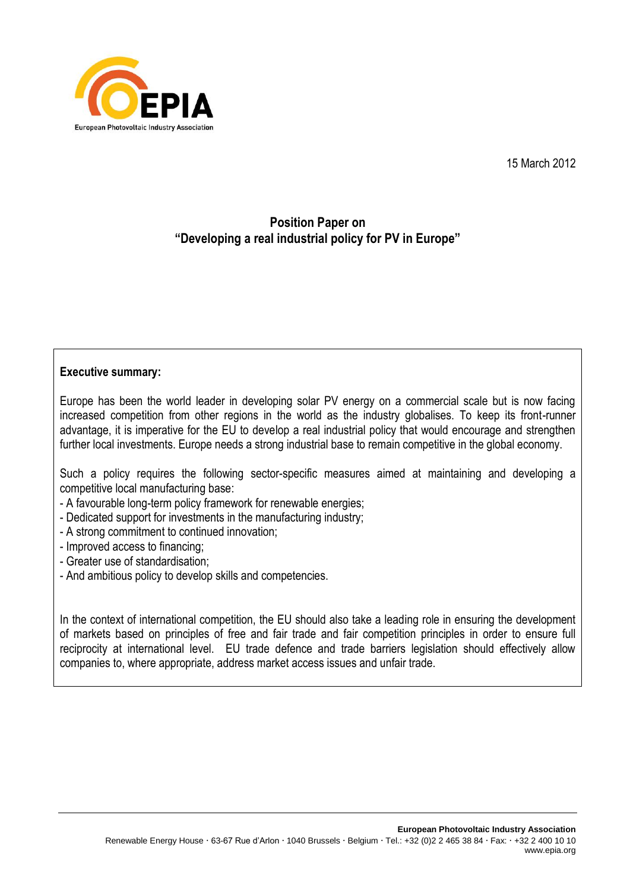EPIA

European Photovoltaic Industry Association

15 March 2012

# Position Paper on "Developing a real industrial policy for PV in Europe"

**Executive summary:**

Europe has been the world leader in developing solar PV energy on a commercial scale but is now facing increased competition from other regions in the world as the industry globalises. To keep its front-runner advantage, it is imperative for the EU to develop a real industrial policy that would encourage and strengthen further local investments. Europe needs a strong industrial base to remain competitive in the global economy.

Such a policy requires the following sector-specific measures aimed at maintaining and developing a competitive local manufacturing base:

- A favourable long-term policy framework for renewable energies;
- Dedicated support for investments in the manufacturing industry;
- A strong commitment to continued innovation;
- Improved access to financing;
- Greater use of standardisation;
- And ambitious policy to develop skills and competencies.

In the context of international competition, the EU should also take a leading role in ensuring the development of markets based on principles of free and fair trade and fair competition principles in order to ensure full reciprocity at international level. EU trade defence and trade barriers legislation should effectively allow companies to, where appropriate, address market access issues and unfair trade.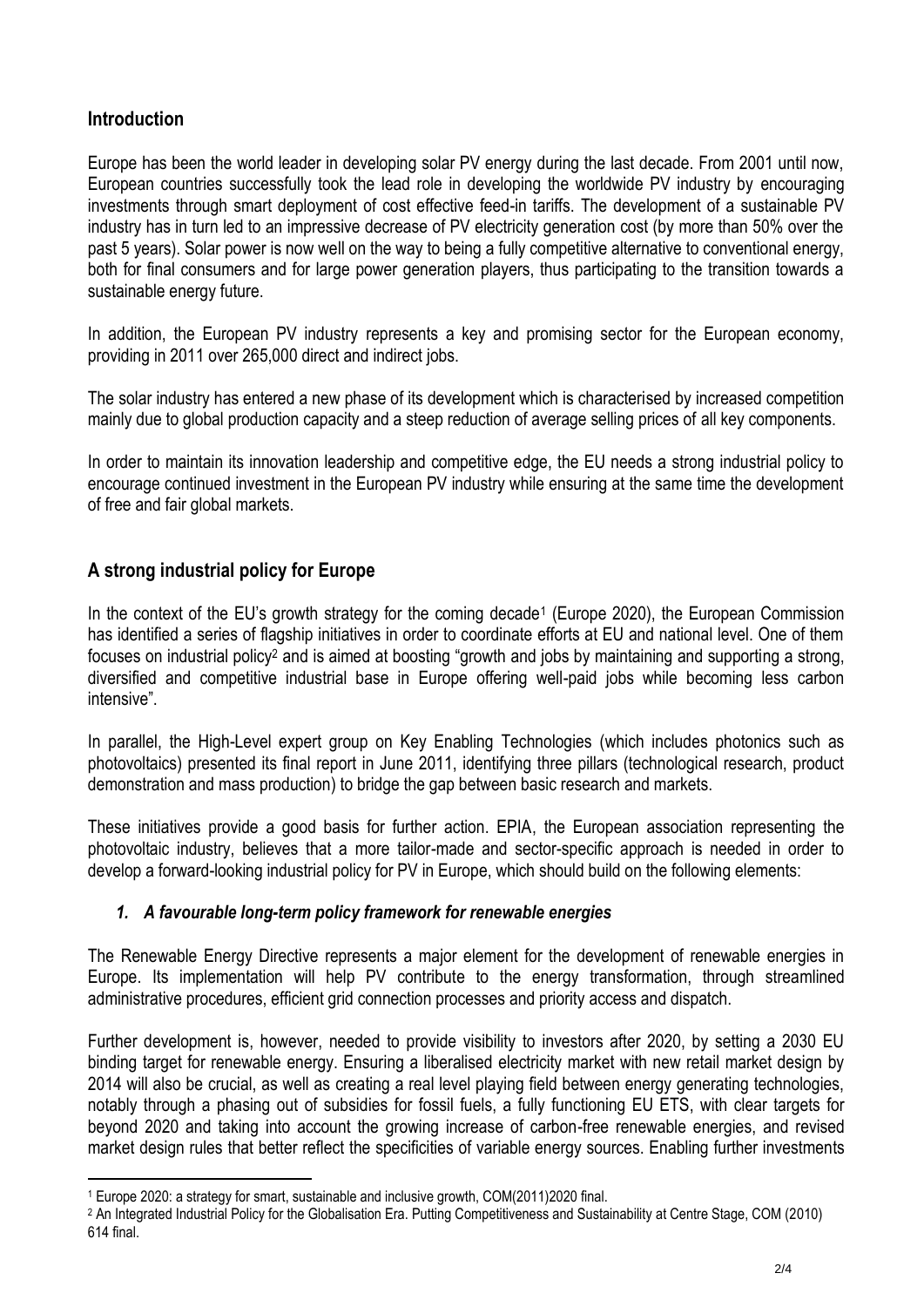## Introduction

Europe has been the world leader in developing solar PV energy during the last decade. From 2001 until now, European countries successfully took the lead role in developing the worldwide PV industry by encouraging investments through smart deployment of cost effective feed-in tariffs. The development of a sustainable PV industry has in turn led to an impressive decrease of PV electricity generation cost (by more than 50% over the past 5 years). Solar power is now well on the way to being a fully competitive alternative to conventional energy, both for final consumers and for large power generation players, thus participating to the transition towards a sustainable energy future.

In addition, the European PV industry represents a key and promising sector for the European economy, providing in 2011 over 265,000 direct and indirect jobs.

The solar industry has entered a new phase of its development which is characterised by increased competition mainly due to global production capacity and a steep reduction of average selling prices of all key components.

In order to maintain its innovation leadership and competitive edge, the EU needs a strong industrial policy to encourage continued investment in the European PV industry while ensuring at the same time the development of free and fair global markets.

## A strong industrial policy for Europe

In the context of the EU's growth strategy for the coming decade[1] (Europe 2020), the European Commission has identified a series of flagship initiatives in order to coordinate efforts at EU and national level. One of them focuses on industrial policy[2] and is aimed at boosting "growth and jobs by maintaining and supporting a strong, diversified and competitive industrial base in Europe offering well-paid jobs while becoming less carbon intensive".

In parallel, the High-Level expert group on Key Enabling Technologies (which includes photonics such as photovoltaics) presented its final report in June 2011, identifying three pillars (technological research, product demonstration and mass production) to bridge the gap between basic research and markets.

These initiatives provide a good basis for further action. EPIA, the European association representing the photovoltaic industry, believes that a more tailor-made and sector-specific approach is needed in order to develop a forward-looking industrial policy for PV in Europe, which should build on the following elements:

### *1. A favourable long-term policy framework for renewable energies*

The Renewable Energy Directive represents a major element for the development of renewable energies in Europe. Its implementation will help PV contribute to the energy transformation, through streamlined administrative procedures, efficient grid connection processes and priority access and dispatch.

Further development is, however, needed to provide visibility to investors after 2020, by setting a 2030 EU binding target for renewable energy. Ensuring a liberalised electricity market with new retail market design by 2014 will also be crucial, as well as creating a real level playing field between energy generating technologies, notably through a phasing out of subsidies for fossil fuels, a fully functioning EU ETS, with clear targets for beyond 2020 and taking into account the growing increase of carbon-free renewable energies, and revised market design rules that better reflect the specificities of variable energy sources. Enabling further investments

[1] Europe 2020: a strategy for smart, sustainable and inclusive growth, COM(2011)2020 final.

[2] An Integrated Industrial Policy for the Globalisation Era. Putting Competitiveness and Sustainability at Centre Stage, COM (2010) 614 final.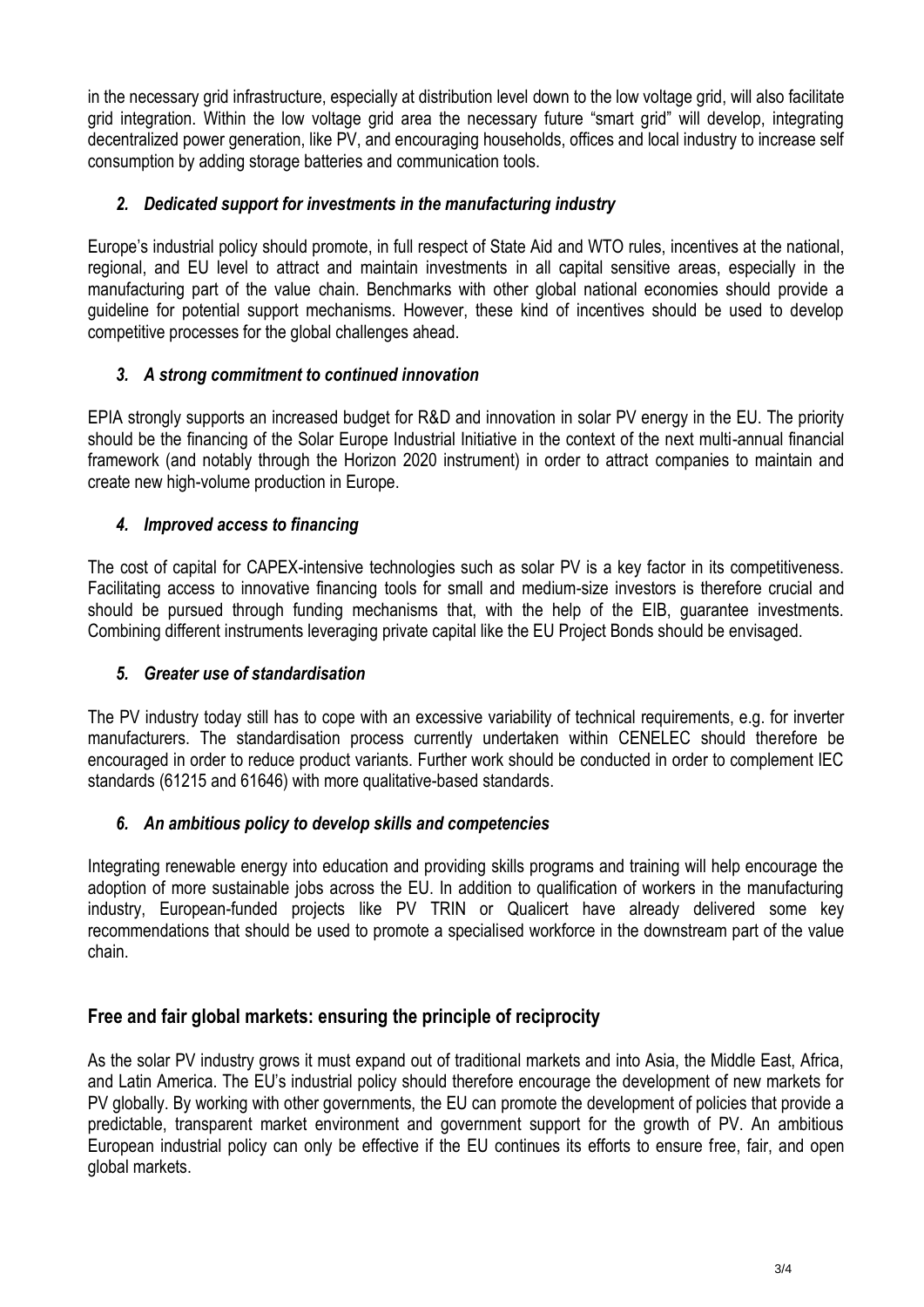in the necessary grid infrastructure, especially at distribution level down to the low voltage grid, will also facilitate grid integration. Within the low voltage grid area the necessary future "smart grid" will develop, integrating decentralized power generation, like PV, and encouraging households, offices and local industry to increase self consumption by adding storage batteries and communication tools.

### *2. Dedicated support for investments in the manufacturing industry*

Europe's industrial policy should promote, in full respect of State Aid and WTO rules, incentives at the national, regional, and EU level to attract and maintain investments in all capital sensitive areas, especially in the manufacturing part of the value chain. Benchmarks with other global national economies should provide a guideline for potential support mechanisms. However, these kind of incentives should be used to develop competitive processes for the global challenges ahead.

### *3. A strong commitment to continued innovation*

EPIA strongly supports an increased budget for R&D and innovation in solar PV energy in the EU. The priority should be the financing of the Solar Europe Industrial Initiative in the context of the next multi-annual financial framework (and notably through the Horizon 2020 instrument) in order to attract companies to maintain and create new high-volume production in Europe.

### *4. Improved access to financing*

The cost of capital for CAPEX-intensive technologies such as solar PV is a key factor in its competitiveness. Facilitating access to innovative financing tools for small and medium-size investors is therefore crucial and should be pursued through funding mechanisms that, with the help of the EIB, guarantee investments. Combining different instruments leveraging private capital like the EU Project Bonds should be envisaged.

### *5. Greater use of standardisation*

The PV industry today still has to cope with an excessive variability of technical requirements, e.g. for inverter manufacturers. The standardisation process currently undertaken within CENELEC should therefore be encouraged in order to reduce product variants. Further work should be conducted in order to complement IEC standards (61215 and 61646) with more qualitative-based standards.

### *6. An ambitious policy to develop skills and competencies*

Integrating renewable energy into education and providing skills programs and training will help encourage the adoption of more sustainable jobs across the EU. In addition to qualification of workers in the manufacturing industry, European-funded projects like PV TRIN or Qualicert have already delivered some key recommendations that should be used to promote a specialised workforce in the downstream part of the value chain.

## Free and fair global markets: ensuring the principle of reciprocity

As the solar PV industry grows it must expand out of traditional markets and into Asia, the Middle East, Africa, and Latin America. The EU's industrial policy should therefore encourage the development of new markets for PV globally. By working with other governments, the EU can promote the development of policies that provide a predictable, transparent market environment and government support for the growth of PV. An ambitious European industrial policy can only be effective if the EU continues its efforts to ensure free, fair, and open global markets.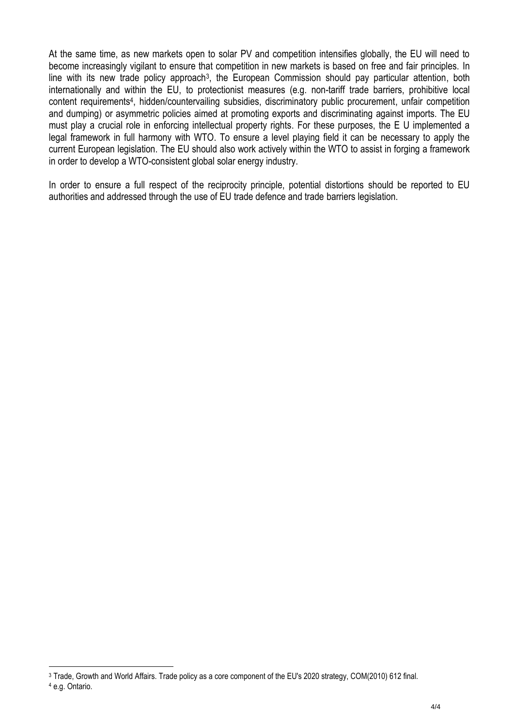At the same time, as new markets open to solar PV and competition intensifies globally, the EU will need to become increasingly vigilant to ensure that competition in new markets is based on free and fair principles. In line with its new trade policy approach[3], the European Commission should pay particular attention, both internationally and within the EU, to protectionist measures (e.g. non-tariff trade barriers, prohibitive local content requirements[4], hidden/countervailing subsidies, discriminatory public procurement, unfair competition and dumping) or asymmetric policies aimed at promoting exports and discriminating against imports. The EU must play a crucial role in enforcing intellectual property rights. For these purposes, the E U implemented a legal framework in full harmony with WTO. To ensure a level playing field it can be necessary to apply the current European legislation. The EU should also work actively within the WTO to assist in forging a framework in order to develop a WTO-consistent global solar energy industry.

In order to ensure a full respect of the reciprocity principle, potential distortions should be reported to EU authorities and addressed through the use of EU trade defence and trade barriers legislation.

---

[3] Trade, Growth and World Affairs. Trade policy as a core component of the EU's 2020 strategy, COM(2010) 612 final.

[4] e.g. Ontario.